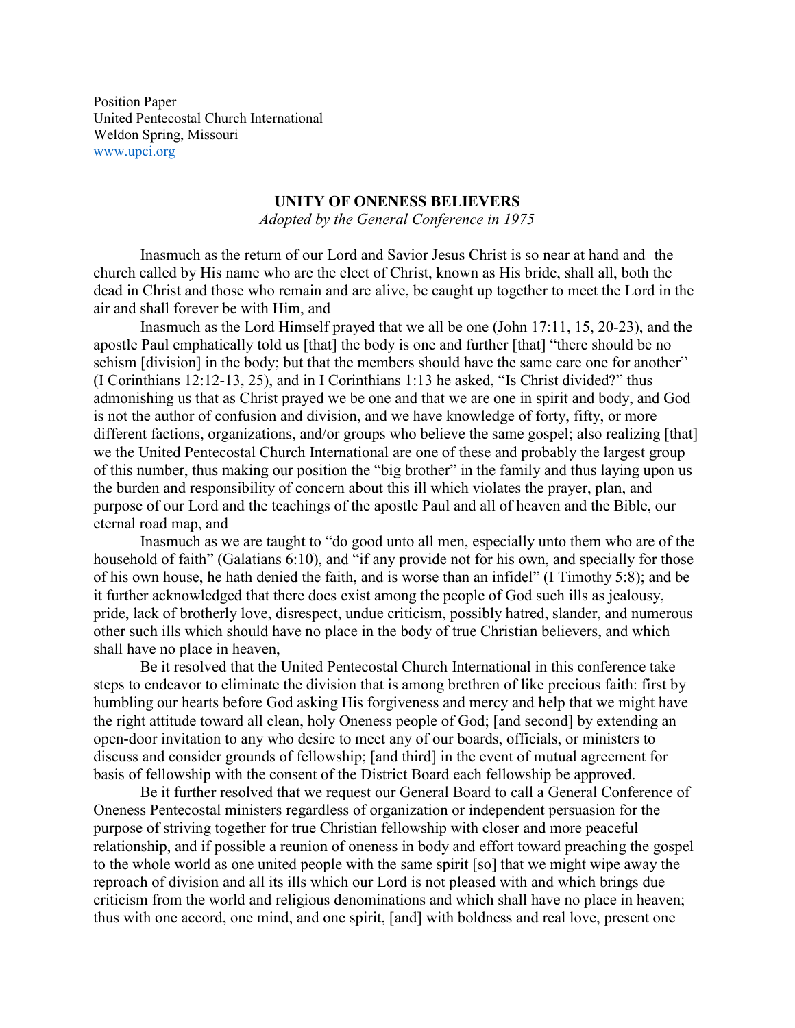Position Paper
United Pentecostal Church International
Weldon Spring, Missouri
www.upci.org

## UNITY OF ONENESS BELIEVERS

*Adopted by the General Conference in 1975*

Inasmuch as the return of our Lord and Savior Jesus Christ is so near at hand and the church called by His name who are the elect of Christ, known as His bride, shall all, both the dead in Christ and those who remain and are alive, be caught up together to meet the Lord in the air and shall forever be with Him, and

Inasmuch as the Lord Himself prayed that we all be one (John 17:11, 15, 20-23), and the apostle Paul emphatically told us [that] the body is one and further [that] "there should be no schism [division] in the body; but that the members should have the same care one for another" (I Corinthians 12:12-13, 25), and in I Corinthians 1:13 he asked, "Is Christ divided?" thus admonishing us that as Christ prayed we be one and that we are one in spirit and body, and God is not the author of confusion and division, and we have knowledge of forty, fifty, or more different factions, organizations, and/or groups who believe the same gospel; also realizing [that] we the United Pentecostal Church International are one of these and probably the largest group of this number, thus making our position the "big brother" in the family and thus laying upon us the burden and responsibility of concern about this ill which violates the prayer, plan, and purpose of our Lord and the teachings of the apostle Paul and all of heaven and the Bible, our eternal road map, and

Inasmuch as we are taught to "do good unto all men, especially unto them who are of the household of faith" (Galatians 6:10), and "if any provide not for his own, and specially for those of his own house, he hath denied the faith, and is worse than an infidel" (I Timothy 5:8); and be it further acknowledged that there does exist among the people of God such ills as jealousy, pride, lack of brotherly love, disrespect, undue criticism, possibly hatred, slander, and numerous other such ills which should have no place in the body of true Christian believers, and which shall have no place in heaven,

Be it resolved that the United Pentecostal Church International in this conference take steps to endeavor to eliminate the division that is among brethren of like precious faith: first by humbling our hearts before God asking His forgiveness and mercy and help that we might have the right attitude toward all clean, holy Oneness people of God; [and second] by extending an open-door invitation to any who desire to meet any of our boards, officials, or ministers to discuss and consider grounds of fellowship; [and third] in the event of mutual agreement for basis of fellowship with the consent of the District Board each fellowship be approved.

Be it further resolved that we request our General Board to call a General Conference of Oneness Pentecostal ministers regardless of organization or independent persuasion for the purpose of striving together for true Christian fellowship with closer and more peaceful relationship, and if possible a reunion of oneness in body and effort toward preaching the gospel to the whole world as one united people with the same spirit [so] that we might wipe away the reproach of division and all its ills which our Lord is not pleased with and which brings due criticism from the world and religious denominations and which shall have no place in heaven; thus with one accord, one mind, and one spirit, [and] with boldness and real love, present one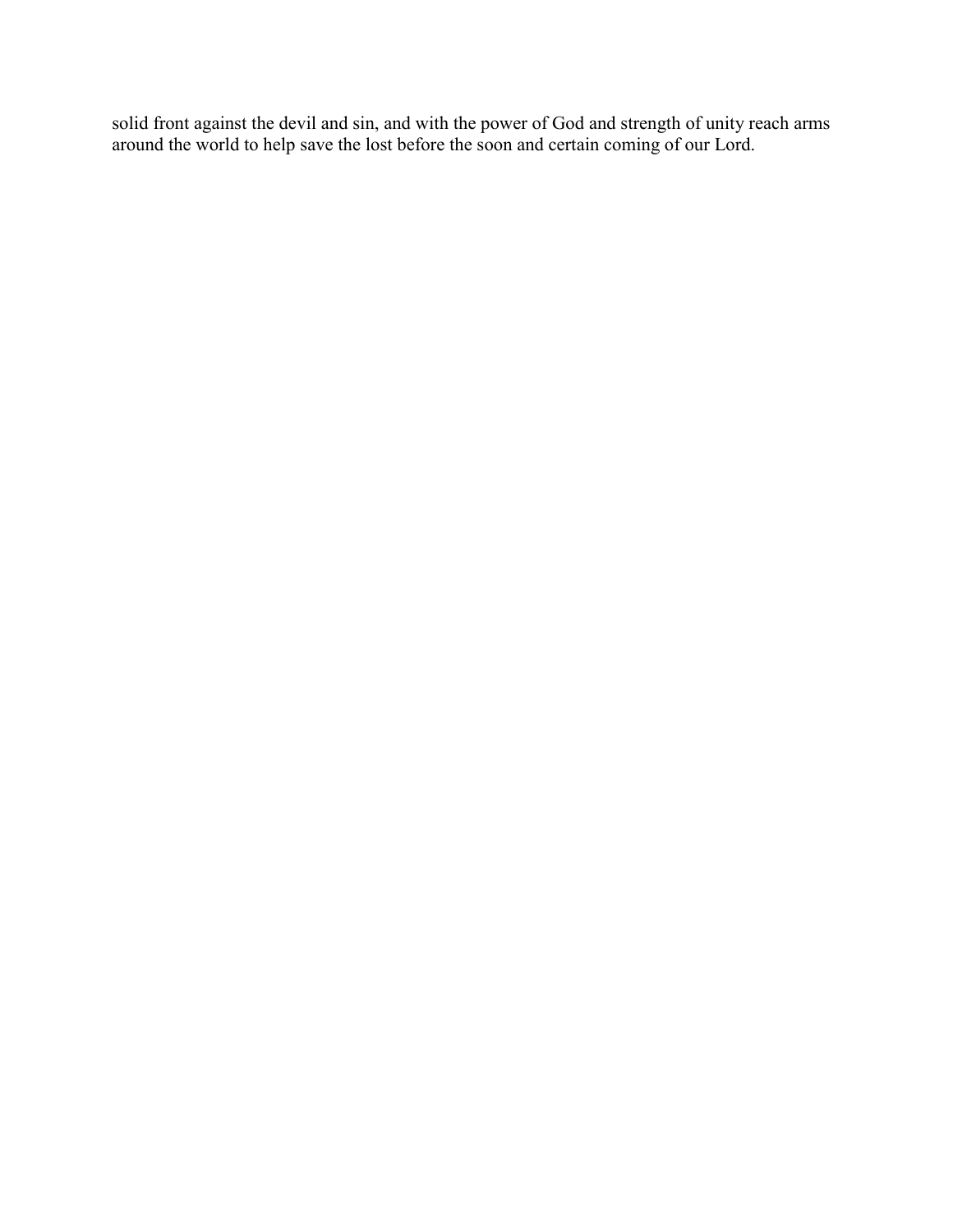solid front against the devil and sin, and with the power of God and strength of unity reach arms around the world to help save the lost before the soon and certain coming of our Lord.